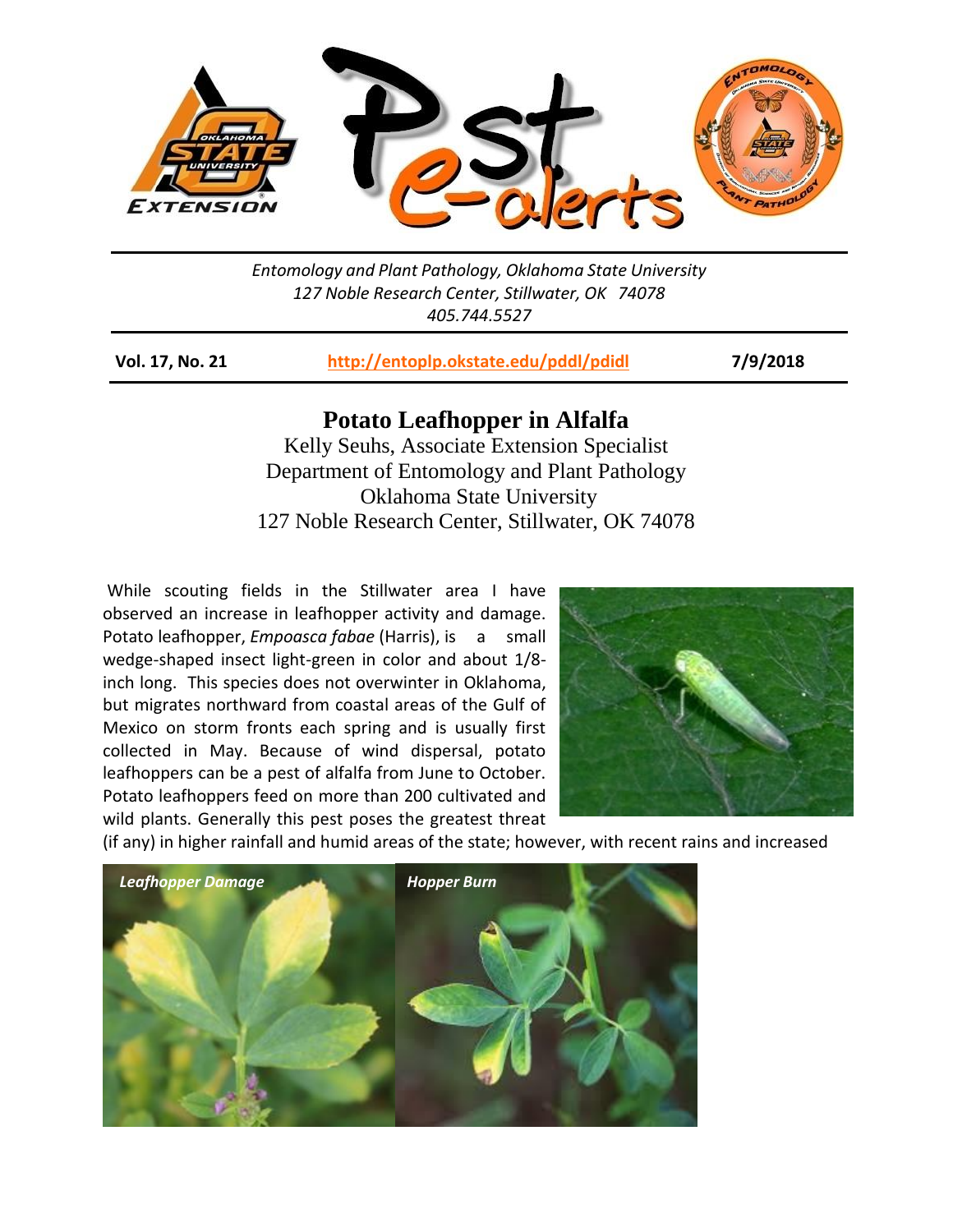Entomology and Plant Pathology, Oklahoma State University
127 Noble Research Center, Stillwater, OK 74078
405.744.5527

**Vol. 17, No. 21** **http://entoplp.okstate.edu/pddl/pdidl** **7/9/2018**

# Potato Leafhopper in Alfalfa

Kelly Seuhs, Associate Extension Specialist
Department of Entomology and Plant Pathology
Oklahoma State University
127 Noble Research Center, Stillwater, OK 74078

While scouting fields in the Stillwater area I have observed an increase in leafhopper activity and damage. Potato leafhopper, *Empoasca fabae* (Harris), is a small wedge-shaped insect light-green in color and about 1/8-inch long. This species does not overwinter in Oklahoma, but migrates northward from coastal areas of the Gulf of Mexico on storm fronts each spring and is usually first collected in May. Because of wind dispersal, potato leafhoppers can be a pest of alfalfa from June to October. Potato leafhoppers feed on more than 200 cultivated and wild plants. Generally this pest poses the greatest threat (if any) in higher rainfall and humid areas of the state; however, with recent rains and increased

*Leafhopper Damage*

*Hopper Burn*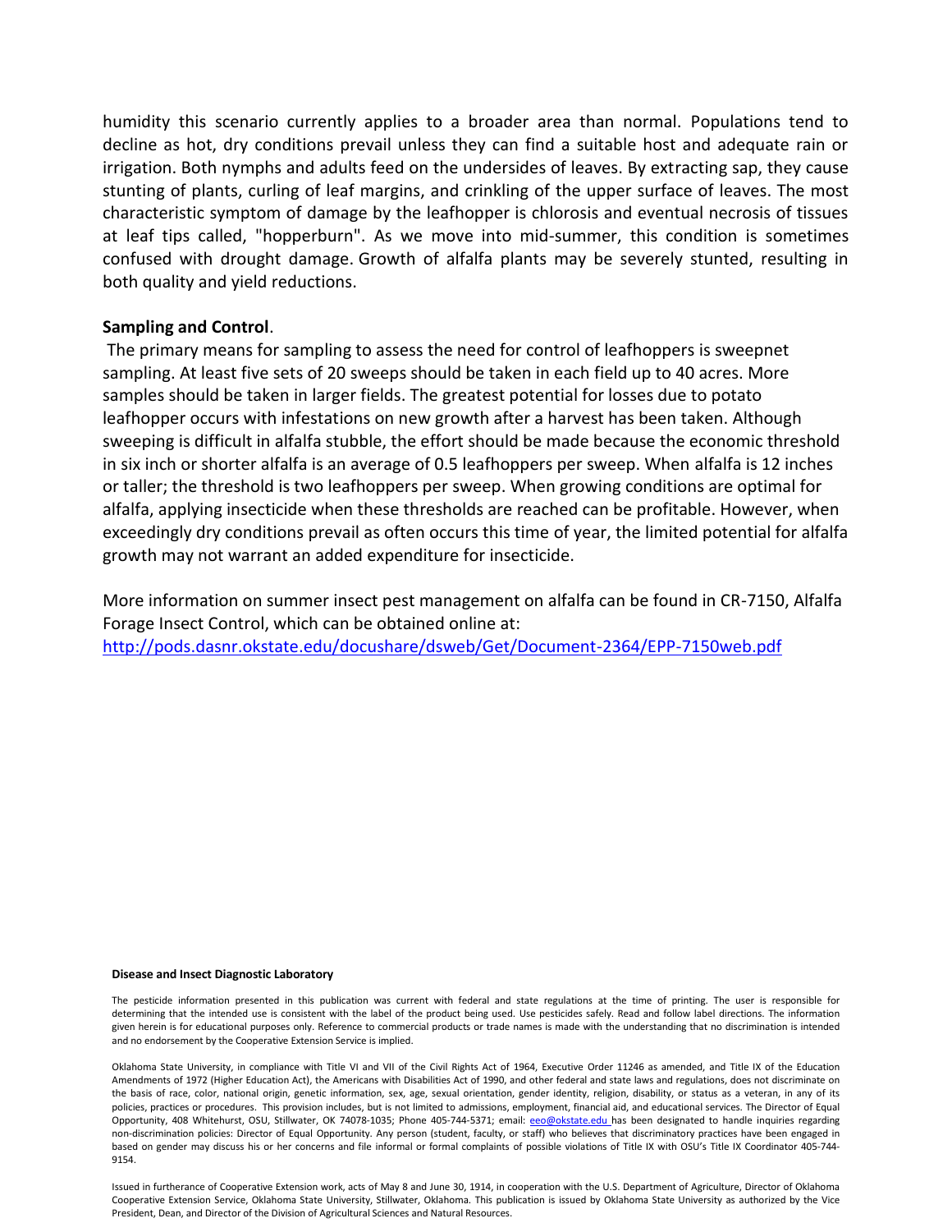humidity this scenario currently applies to a broader area than normal. Populations tend to decline as hot, dry conditions prevail unless they can find a suitable host and adequate rain or irrigation. Both nymphs and adults feed on the undersides of leaves. By extracting sap, they cause stunting of plants, curling of leaf margins, and crinkling of the upper surface of leaves. The most characteristic symptom of damage by the leafhopper is chlorosis and eventual necrosis of tissues at leaf tips called, "hopperburn". As we move into mid-summer, this condition is sometimes confused with drought damage. Growth of alfalfa plants may be severely stunted, resulting in both quality and yield reductions.

**Sampling and Control**.

The primary means for sampling to assess the need for control of leafhoppers is sweepnet sampling. At least five sets of 20 sweeps should be taken in each field up to 40 acres. More samples should be taken in larger fields. The greatest potential for losses due to potato leafhopper occurs with infestations on new growth after a harvest has been taken. Although sweeping is difficult in alfalfa stubble, the effort should be made because the economic threshold in six inch or shorter alfalfa is an average of 0.5 leafhoppers per sweep. When alfalfa is 12 inches or taller; the threshold is two leafhoppers per sweep. When growing conditions are optimal for alfalfa, applying insecticide when these thresholds are reached can be profitable. However, when exceedingly dry conditions prevail as often occurs this time of year, the limited potential for alfalfa growth may not warrant an added expenditure for insecticide.

More information on summer insect pest management on alfalfa can be found in CR-7150, Alfalfa Forage Insect Control, which can be obtained online at: http://pods.dasnr.okstate.edu/docushare/dsweb/Get/Document-2364/EPP-7150web.pdf

**Disease and Insect Diagnostic Laboratory**

The pesticide information presented in this publication was current with federal and state regulations at the time of printing. The user is responsible for determining that the intended use is consistent with the label of the product being used. Use pesticides safely. Read and follow label directions. The information given herein is for educational purposes only. Reference to commercial products or trade names is made with the understanding that no discrimination is intended and no endorsement by the Cooperative Extension Service is implied.

Oklahoma State University, in compliance with Title VI and VII of the Civil Rights Act of 1964, Executive Order 11246 as amended, and Title IX of the Education Amendments of 1972 (Higher Education Act), the Americans with Disabilities Act of 1990, and other federal and state laws and regulations, does not discriminate on the basis of race, color, national origin, genetic information, sex, age, sexual orientation, gender identity, religion, disability, or status as a veteran, in any of its policies, practices or procedures. This provision includes, but is not limited to admissions, employment, financial aid, and educational services. The Director of Equal Opportunity, 408 Whitehurst, OSU, Stillwater, OK 74078-1035; Phone 405-744-5371; email: eeo@okstate.edu has been designated to handle inquiries regarding non-discrimination policies: Director of Equal Opportunity. Any person (student, faculty, or staff) who believes that discriminatory practices have been engaged in based on gender may discuss his or her concerns and file informal or formal complaints of possible violations of Title IX with OSU's Title IX Coordinator 405-744-9154.

Issued in furtherance of Cooperative Extension work, acts of May 8 and June 30, 1914, in cooperation with the U.S. Department of Agriculture, Director of Oklahoma Cooperative Extension Service, Oklahoma State University, Stillwater, Oklahoma. This publication is issued by Oklahoma State University as authorized by the Vice President, Dean, and Director of the Division of Agricultural Sciences and Natural Resources.